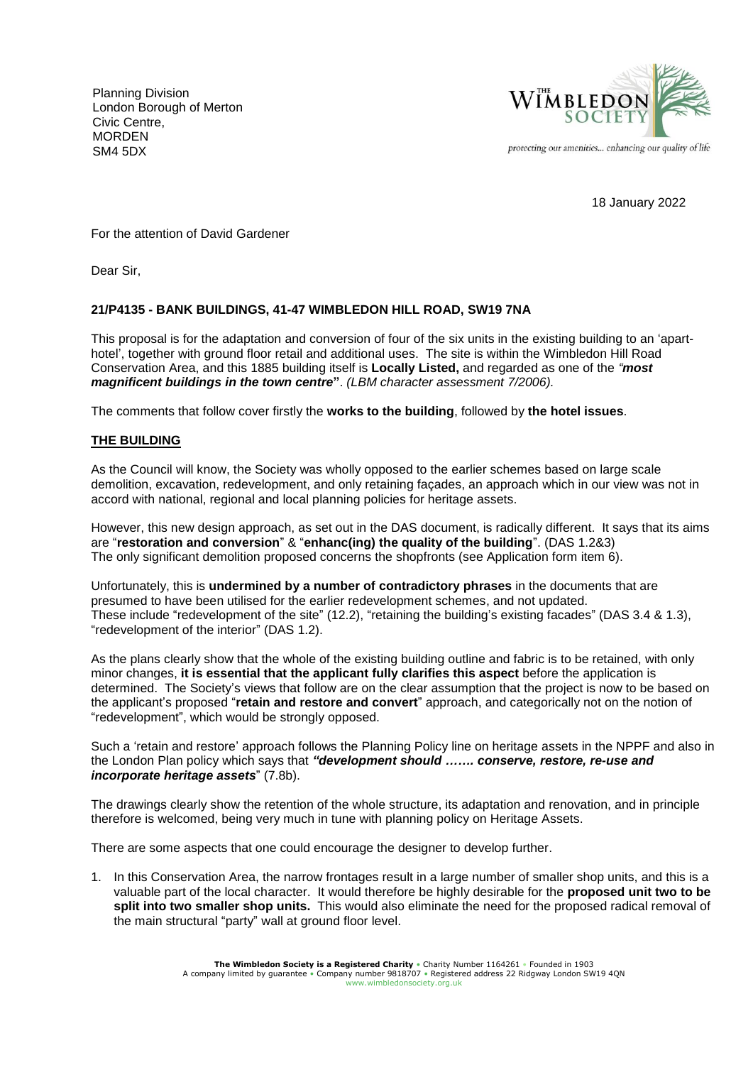Planning Division
London Borough of Merton
Civic Centre,
MORDEN
SM4 5DX

18 January 2022

For the attention of David Gardener

Dear Sir,

**21/P4135 - BANK BUILDINGS, 41-47 WIMBLEDON HILL ROAD, SW19 7NA**

This proposal is for the adaptation and conversion of four of the six units in the existing building to an 'apart-hotel', together with ground floor retail and additional uses. The site is within the Wimbledon Hill Road Conservation Area, and this 1885 building itself is **Locally Listed,** and regarded as one of the ***"most magnificent buildings in the town centre*"**. *(LBM character assessment 7/2006).*

The comments that follow cover firstly the **works to the building**, followed by **the hotel issues**.

**THE BUILDING**

As the Council will know, the Society was wholly opposed to the earlier schemes based on large scale demolition, excavation, redevelopment, and only retaining façades, an approach which in our view was not in accord with national, regional and local planning policies for heritage assets.

However, this new design approach, as set out in the DAS document, is radically different. It says that its aims are "**restoration and conversion**" & "**enhanc(ing) the quality of the building**". (DAS 1.2&3)
The only significant demolition proposed concerns the shopfronts (see Application form item 6).

Unfortunately, this is **undermined by a number of contradictory phrases** in the documents that are presumed to have been utilised for the earlier redevelopment schemes, and not updated.
These include "redevelopment of the site" (12.2), "retaining the building's existing facades" (DAS 3.4 & 1.3), "redevelopment of the interior" (DAS 1.2).

As the plans clearly show that the whole of the existing building outline and fabric is to be retained, with only minor changes, **it is essential that the applicant fully clarifies this aspect** before the application is determined. The Society's views that follow are on the clear assumption that the project is now to be based on the applicant's proposed "**retain and restore and convert**" approach, and categorically not on the notion of "redevelopment", which would be strongly opposed.

Such a 'retain and restore' approach follows the Planning Policy line on heritage assets in the NPPF and also in the London Plan policy which says that ***"development should ……. conserve, restore, re-use and incorporate heritage assets***" (7.8b).

The drawings clearly show the retention of the whole structure, its adaptation and renovation, and in principle therefore is welcomed, being very much in tune with planning policy on Heritage Assets.

There are some aspects that one could encourage the designer to develop further.

1. In this Conservation Area, the narrow frontages result in a large number of smaller shop units, and this is a valuable part of the local character. It would therefore be highly desirable for the **proposed unit two to be split into two smaller shop units.** This would also eliminate the need for the proposed radical removal of the main structural "party" wall at ground floor level.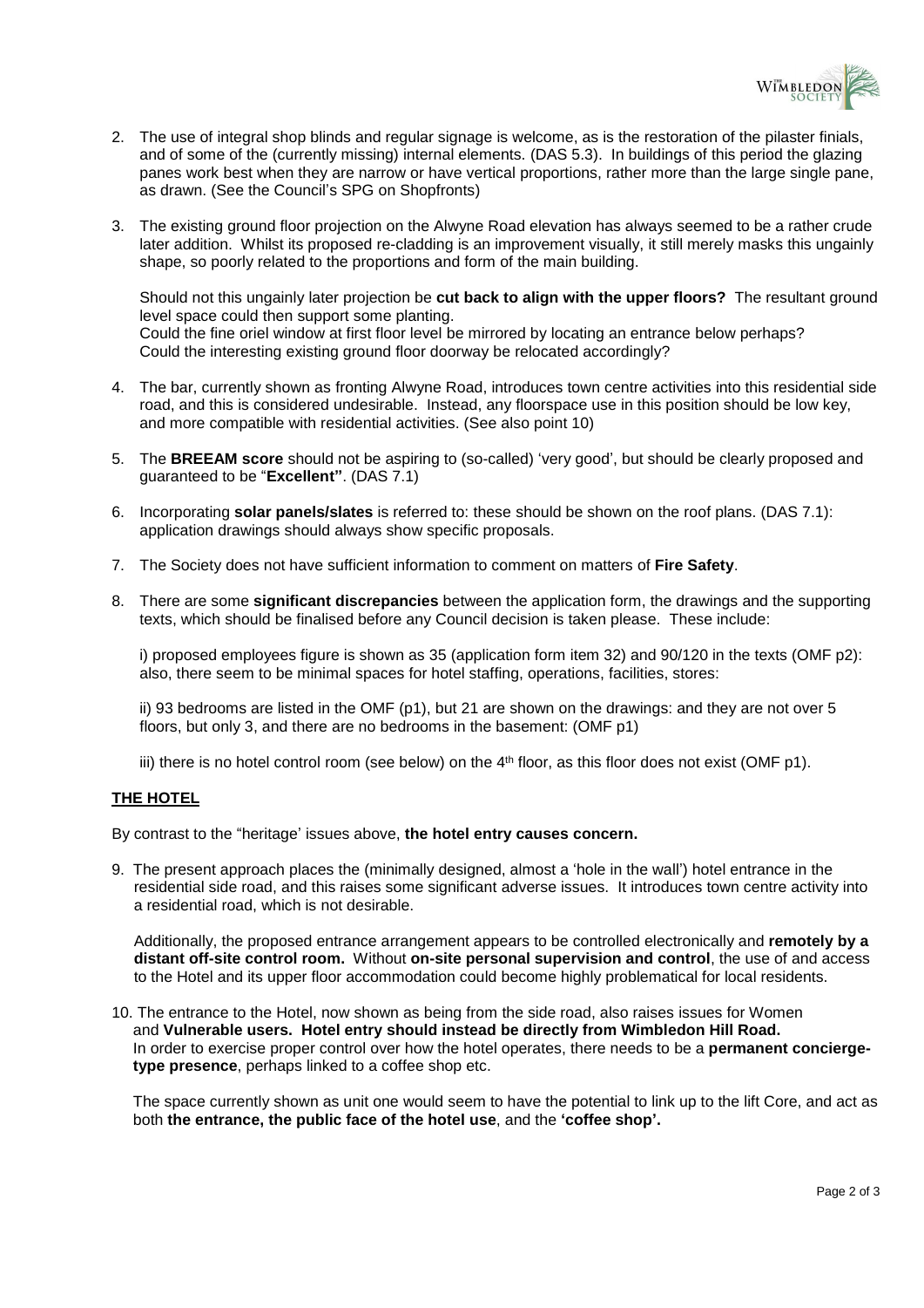2. The use of integral shop blinds and regular signage is welcome, as is the restoration of the pilaster finials, and of some of the (currently missing) internal elements. (DAS 5.3). In buildings of this period the glazing panes work best when they are narrow or have vertical proportions, rather more than the large single pane, as drawn. (See the Council's SPG on Shopfronts)

3. The existing ground floor projection on the Alwyne Road elevation has always seemed to be a rather crude later addition. Whilst its proposed re-cladding is an improvement visually, it still merely masks this ungainly shape, so poorly related to the proportions and form of the main building.

   Should not this ungainly later projection be **cut back to align with the upper floors?** The resultant ground level space could then support some planting.
   Could the fine oriel window at first floor level be mirrored by locating an entrance below perhaps?
   Could the interesting existing ground floor doorway be relocated accordingly?

4. The bar, currently shown as fronting Alwyne Road, introduces town centre activities into this residential side road, and this is considered undesirable. Instead, any floorspace use in this position should be low key, and more compatible with residential activities. (See also point 10)

5. The **BREEAM score** should not be aspiring to (so-called) 'very good', but should be clearly proposed and guaranteed to be "**Excellent"**. (DAS 7.1)

6. Incorporating **solar panels/slates** is referred to: these should be shown on the roof plans. (DAS 7.1): application drawings should always show specific proposals.

7. The Society does not have sufficient information to comment on matters of **Fire Safety**.

8. There are some **significant discrepancies** between the application form, the drawings and the supporting texts, which should be finalised before any Council decision is taken please. These include:

   i) proposed employees figure is shown as 35 (application form item 32) and 90/120 in the texts (OMF p2): also, there seem to be minimal spaces for hotel staffing, operations, facilities, stores:

   ii) 93 bedrooms are listed in the OMF (p1), but 21 are shown on the drawings: and they are not over 5 floors, but only 3, and there are no bedrooms in the basement: (OMF p1)

   iii) there is no hotel control room (see below) on the 4th floor, as this floor does not exist (OMF p1).

## THE HOTEL

By contrast to the "heritage' issues above, **the hotel entry causes concern.**

9. The present approach places the (minimally designed, almost a 'hole in the wall') hotel entrance in the residential side road, and this raises some significant adverse issues. It introduces town centre activity into a residential road, which is not desirable.

   Additionally, the proposed entrance arrangement appears to be controlled electronically and **remotely by a distant off-site control room.** Without **on-site personal supervision and control**, the use of and access to the Hotel and its upper floor accommodation could become highly problematical for local residents.

10. The entrance to the Hotel, now shown as being from the side road, also raises issues for Women and **Vulnerable users. Hotel entry should instead be directly from Wimbledon Hill Road.** In order to exercise proper control over how the hotel operates, there needs to be a **permanent concierge-type presence**, perhaps linked to a coffee shop etc.

    The space currently shown as unit one would seem to have the potential to link up to the lift Core, and act as both **the entrance, the public face of the hotel use**, and the **'coffee shop'.**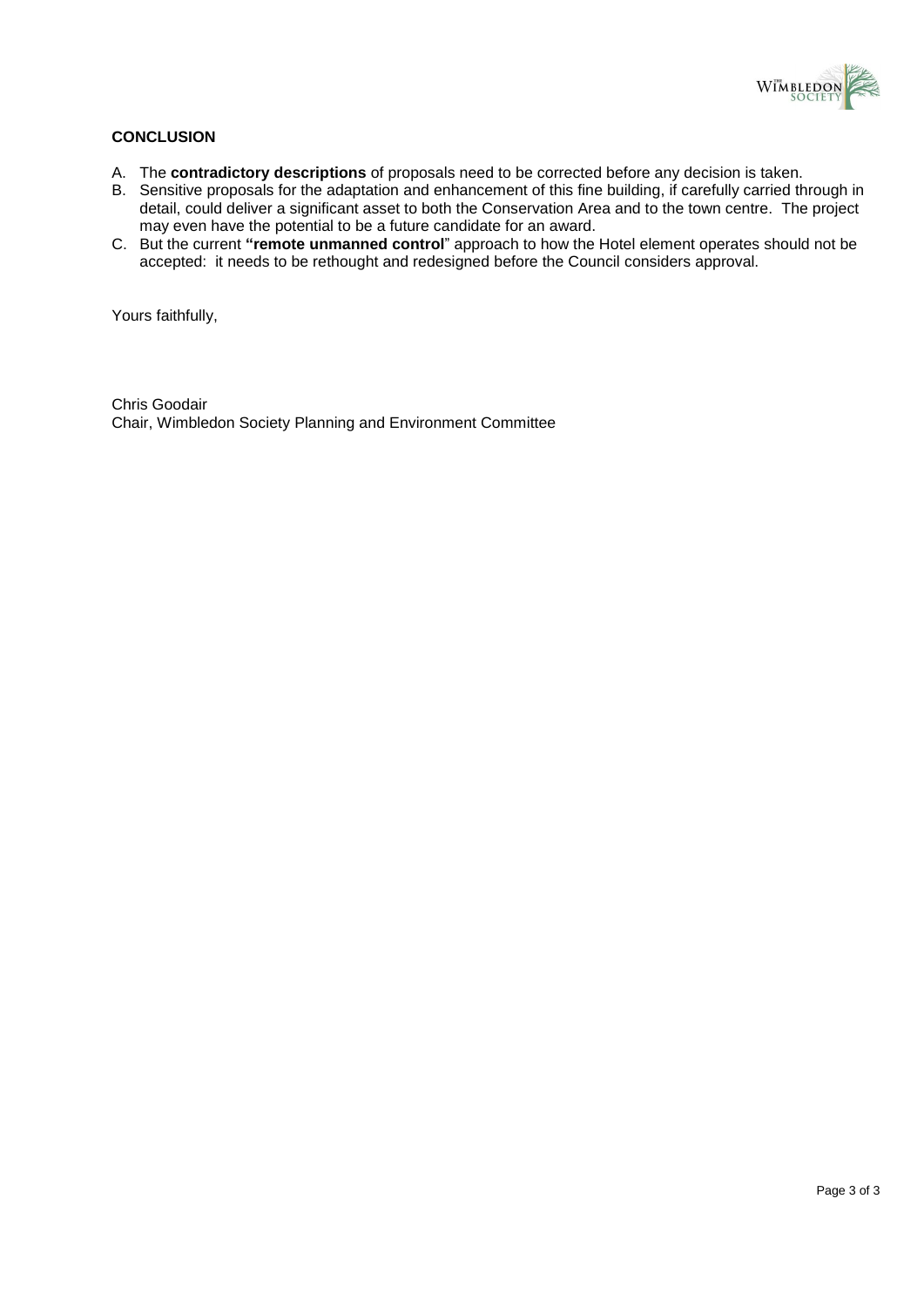**CONCLUSION**

A. The **contradictory descriptions** of proposals need to be corrected before any decision is taken.
B. Sensitive proposals for the adaptation and enhancement of this fine building, if carefully carried through in detail, could deliver a significant asset to both the Conservation Area and to the town centre. The project may even have the potential to be a future candidate for an award.
C. But the current **"remote unmanned control**" approach to how the Hotel element operates should not be accepted: it needs to be rethought and redesigned before the Council considers approval.

Yours faithfully,

Chris Goodair
Chair, Wimbledon Society Planning and Environment Committee